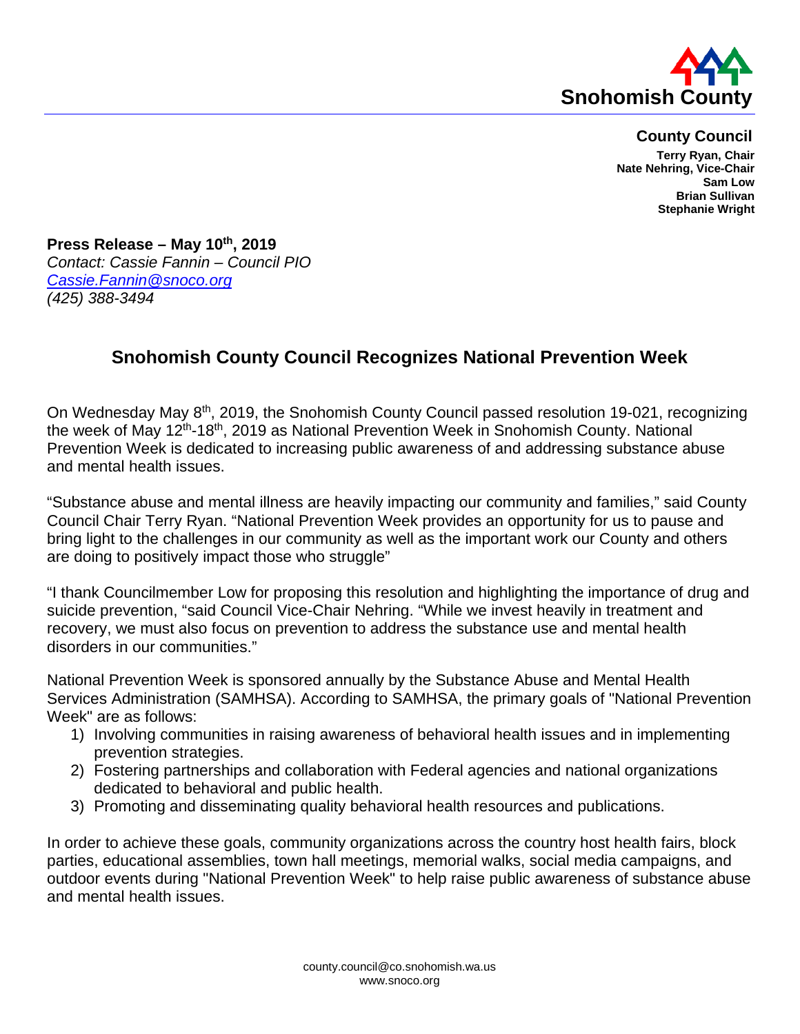**Snohomish County**

**County Council**

**Terry Ryan, Chair**
**Nate Nehring, Vice-Chair**
**Sam Low**
**Brian Sullivan**
**Stephanie Wright**

**Press Release – May 10th, 2019**
*Contact: Cassie Fannin – Council PIO*
*Cassie.Fannin@snoco.org*
*(425) 388-3494*

## Snohomish County Council Recognizes National Prevention Week

On Wednesday May 8th, 2019, the Snohomish County Council passed resolution 19-021, recognizing the week of May 12th-18th, 2019 as National Prevention Week in Snohomish County. National Prevention Week is dedicated to increasing public awareness of and addressing substance abuse and mental health issues.

"Substance abuse and mental illness are heavily impacting our community and families," said County Council Chair Terry Ryan. "National Prevention Week provides an opportunity for us to pause and bring light to the challenges in our community as well as the important work our County and others are doing to positively impact those who struggle"

"I thank Councilmember Low for proposing this resolution and highlighting the importance of drug and suicide prevention, "said Council Vice-Chair Nehring. "While we invest heavily in treatment and recovery, we must also focus on prevention to address the substance use and mental health disorders in our communities."

National Prevention Week is sponsored annually by the Substance Abuse and Mental Health Services Administration (SAMHSA). According to SAMHSA, the primary goals of "National Prevention Week" are as follows:

1) Involving communities in raising awareness of behavioral health issues and in implementing prevention strategies.
2) Fostering partnerships and collaboration with Federal agencies and national organizations dedicated to behavioral and public health.
3) Promoting and disseminating quality behavioral health resources and publications.

In order to achieve these goals, community organizations across the country host health fairs, block parties, educational assemblies, town hall meetings, memorial walks, social media campaigns, and outdoor events during "National Prevention Week" to help raise public awareness of substance abuse and mental health issues.

county.council@co.snohomish.wa.us
www.snoco.org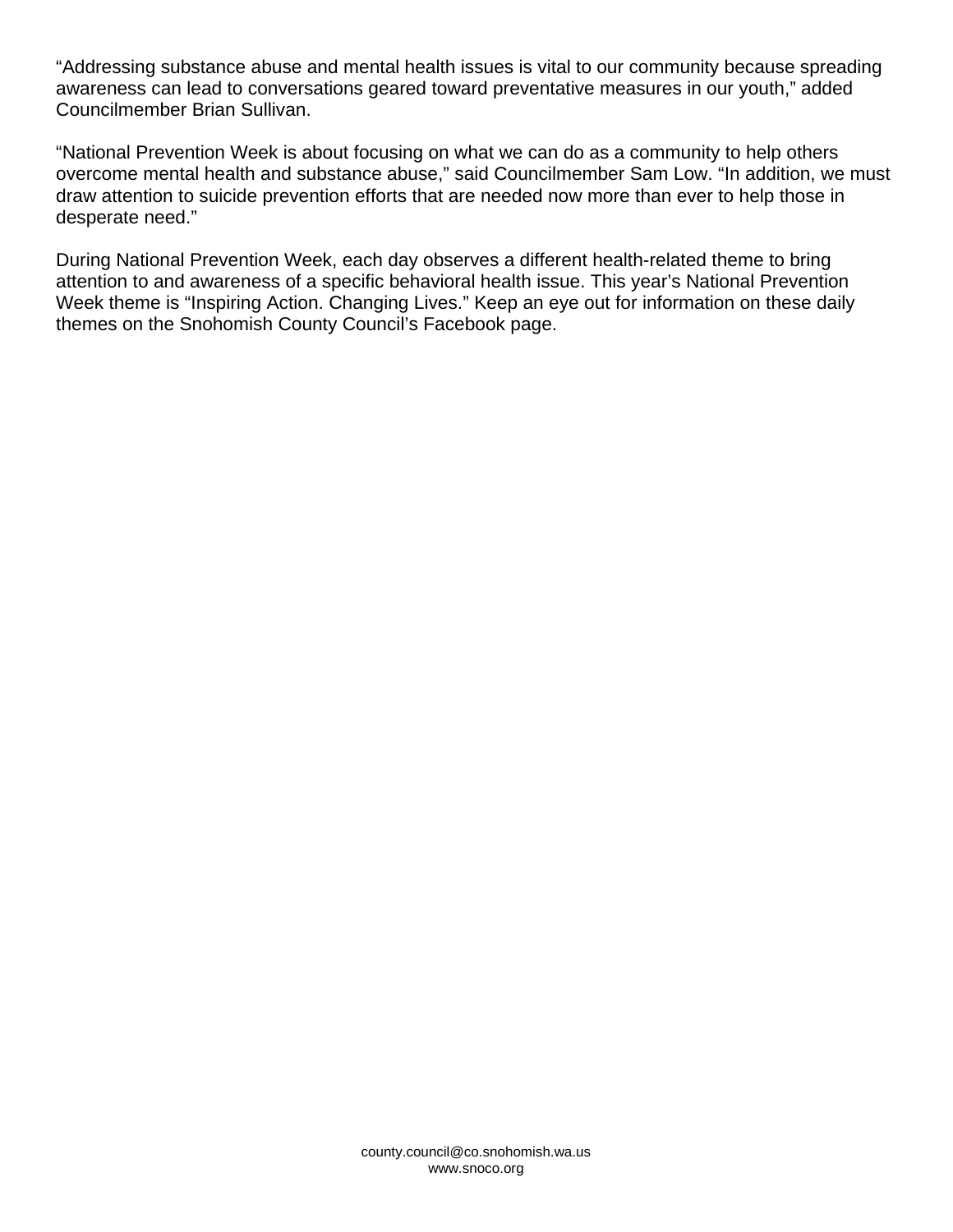“Addressing substance abuse and mental health issues is vital to our community because spreading awareness can lead to conversations geared toward preventative measures in our youth,” added Councilmember Brian Sullivan.

“National Prevention Week is about focusing on what we can do as a community to help others overcome mental health and substance abuse,” said Councilmember Sam Low. “In addition, we must draw attention to suicide prevention efforts that are needed now more than ever to help those in desperate need.”

During National Prevention Week, each day observes a different health-related theme to bring attention to and awareness of a specific behavioral health issue. This year’s National Prevention Week theme is “Inspiring Action. Changing Lives.” Keep an eye out for information on these daily themes on the Snohomish County Council’s Facebook page.

county.council@co.snohomish.wa.us
www.snoco.org